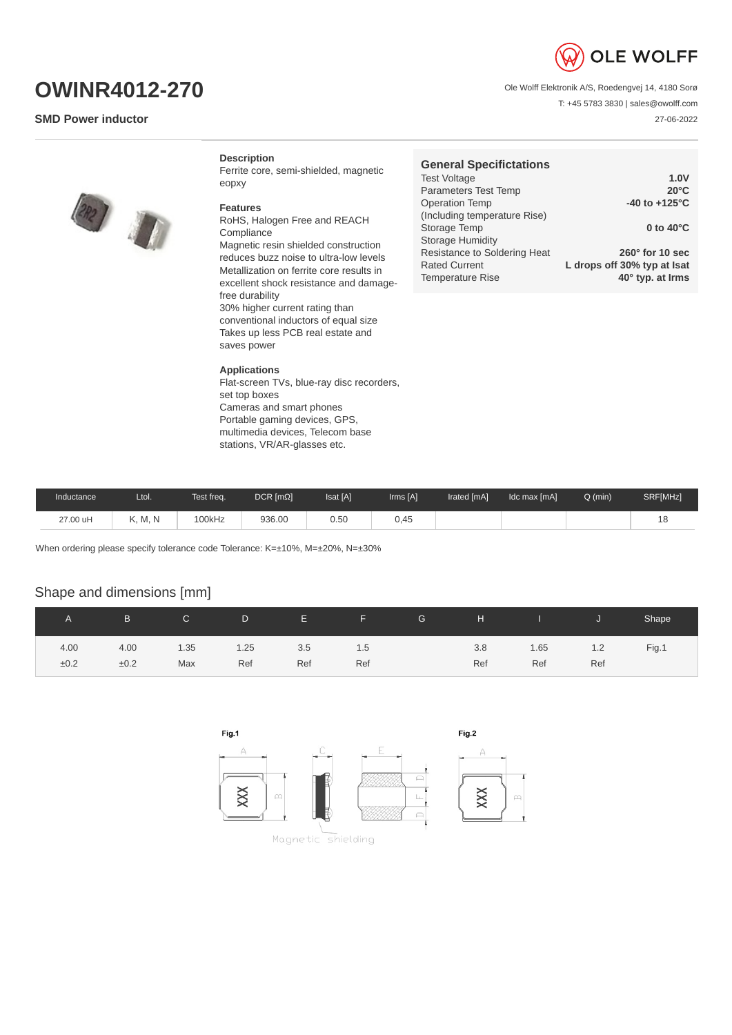# OWINR4012-270

**SMD Power inductor**

Ole Wolff Elektronik A/S, Roedengvej 14, 4180 Sorø
T: +45 5783 3830 | sales@owolff.com
27-06-2022

### Description

Ferrite core, semi-shielded, magnetic eopxy

### Features

RoHS, Halogen Free and REACH Compliance
Magnetic resin shielded construction reduces buzz noise to ultra-low levels
Metallization on ferrite core results in excellent shock resistance and damage-free durability
30% higher current rating than conventional inductors of equal size
Takes up less PCB real estate and saves power

### Applications

Flat-screen TVs, blue-ray disc recorders, set top boxes
Cameras and smart phones
Portable gaming devices, GPS, multimedia devices, Telecom base stations, VR/AR-glasses etc.

### General Specifications

| | |
|---|---|
| Test Voltage | **1.0V** |
| Parameters Test Temp | **20°C** |
| Operation Temp (Including temperature Rise) | **-40 to +125°C** |
| Storage Temp | **0 to 40°C** |
| Storage Humidity | |
| Resistance to Soldering Heat | **260° for 10 sec** |
| Rated Current | **L drops off 30% typ at Isat** |
| Temperature Rise | **40° typ. at Irms** |

| Inductance | Ltol. | Test freq. | DCR [mΩ] | Isat [A] | Irms [A] | Irated [mA] | Idc max [mA] | Q (min) | SRF[MHz] |
|---|---|---|---|---|---|---|---|---|---|
| 27.00 uH | K, M, N | 100kHz | 936.00 | 0.50 | 0,45 | | | | 18 |

When ordering please specify tolerance code Tolerance: K=±10%, M=±20%, N=±30%

## Shape and dimensions [mm]

| A | B | C | D | E | F | G | H | I | J | Shape |
|---|---|---|---|---|---|---|---|---|---|---|
| 4.00 ±0.2 | 4.00 ±0.2 | 1.35 Max | 1.25 Ref | 3.5 Ref | 1.5 Ref | | 3.8 Ref | 1.65 Ref | 1.2 Ref | Fig.1 |

Fig.1

Magnetic shielding

Fig.2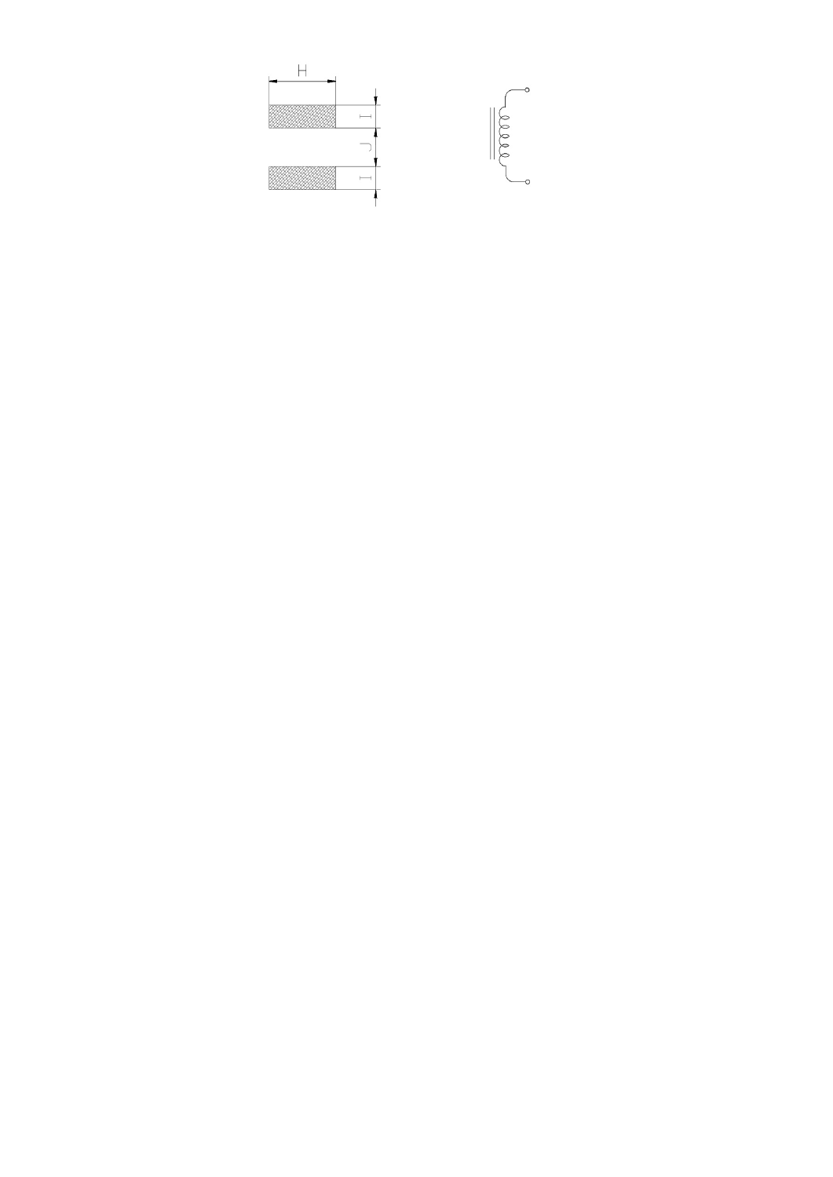H

I

J

I